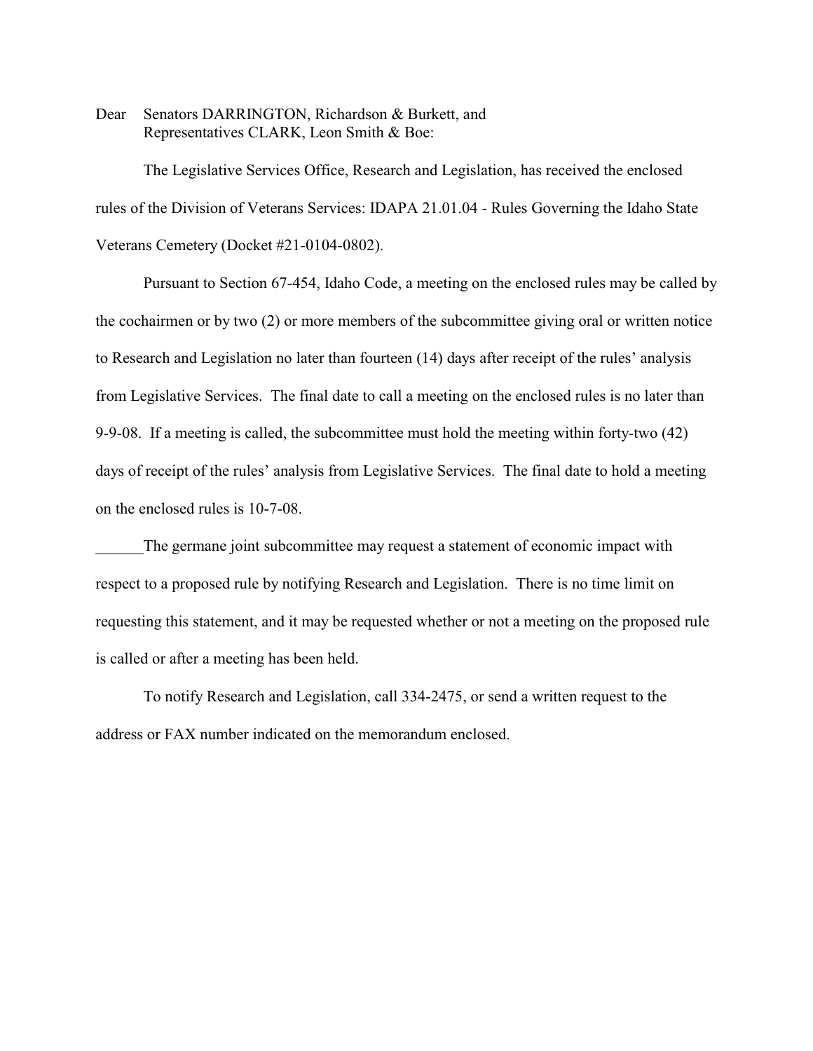Dear Senators DARRINGTON, Richardson & Burkett, and
Representatives CLARK, Leon Smith & Boe:

The Legislative Services Office, Research and Legislation, has received the enclosed rules of the Division of Veterans Services: IDAPA 21.01.04 - Rules Governing the Idaho State Veterans Cemetery (Docket #21-0104-0802).

Pursuant to Section 67-454, Idaho Code, a meeting on the enclosed rules may be called by the cochairmen or by two (2) or more members of the subcommittee giving oral or written notice to Research and Legislation no later than fourteen (14) days after receipt of the rules' analysis from Legislative Services. The final date to call a meeting on the enclosed rules is no later than 9-9-08. If a meeting is called, the subcommittee must hold the meeting within forty-two (42) days of receipt of the rules' analysis from Legislative Services. The final date to hold a meeting on the enclosed rules is 10-7-08.

______The germane joint subcommittee may request a statement of economic impact with respect to a proposed rule by notifying Research and Legislation. There is no time limit on requesting this statement, and it may be requested whether or not a meeting on the proposed rule is called or after a meeting has been held.

To notify Research and Legislation, call 334-2475, or send a written request to the address or FAX number indicated on the memorandum enclosed.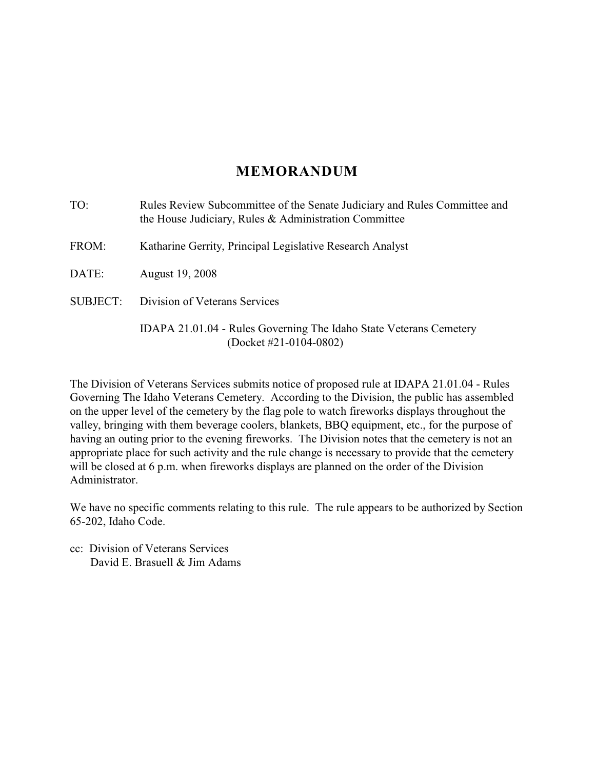# MEMORANDUM

TO: Rules Review Subcommittee of the Senate Judiciary and Rules Committee and the House Judiciary, Rules & Administration Committee

FROM: Katharine Gerrity, Principal Legislative Research Analyst

DATE: August 19, 2008

SUBJECT: Division of Veterans Services

IDAPA 21.01.04 - Rules Governing The Idaho State Veterans Cemetery (Docket #21-0104-0802)

The Division of Veterans Services submits notice of proposed rule at IDAPA 21.01.04 - Rules Governing The Idaho Veterans Cemetery. According to the Division, the public has assembled on the upper level of the cemetery by the flag pole to watch fireworks displays throughout the valley, bringing with them beverage coolers, blankets, BBQ equipment, etc., for the purpose of having an outing prior to the evening fireworks. The Division notes that the cemetery is not an appropriate place for such activity and the rule change is necessary to provide that the cemetery will be closed at 6 p.m. when fireworks displays are planned on the order of the Division Administrator.

We have no specific comments relating to this rule. The rule appears to be authorized by Section 65-202, Idaho Code.

cc: Division of Veterans Services
David E. Brasuell & Jim Adams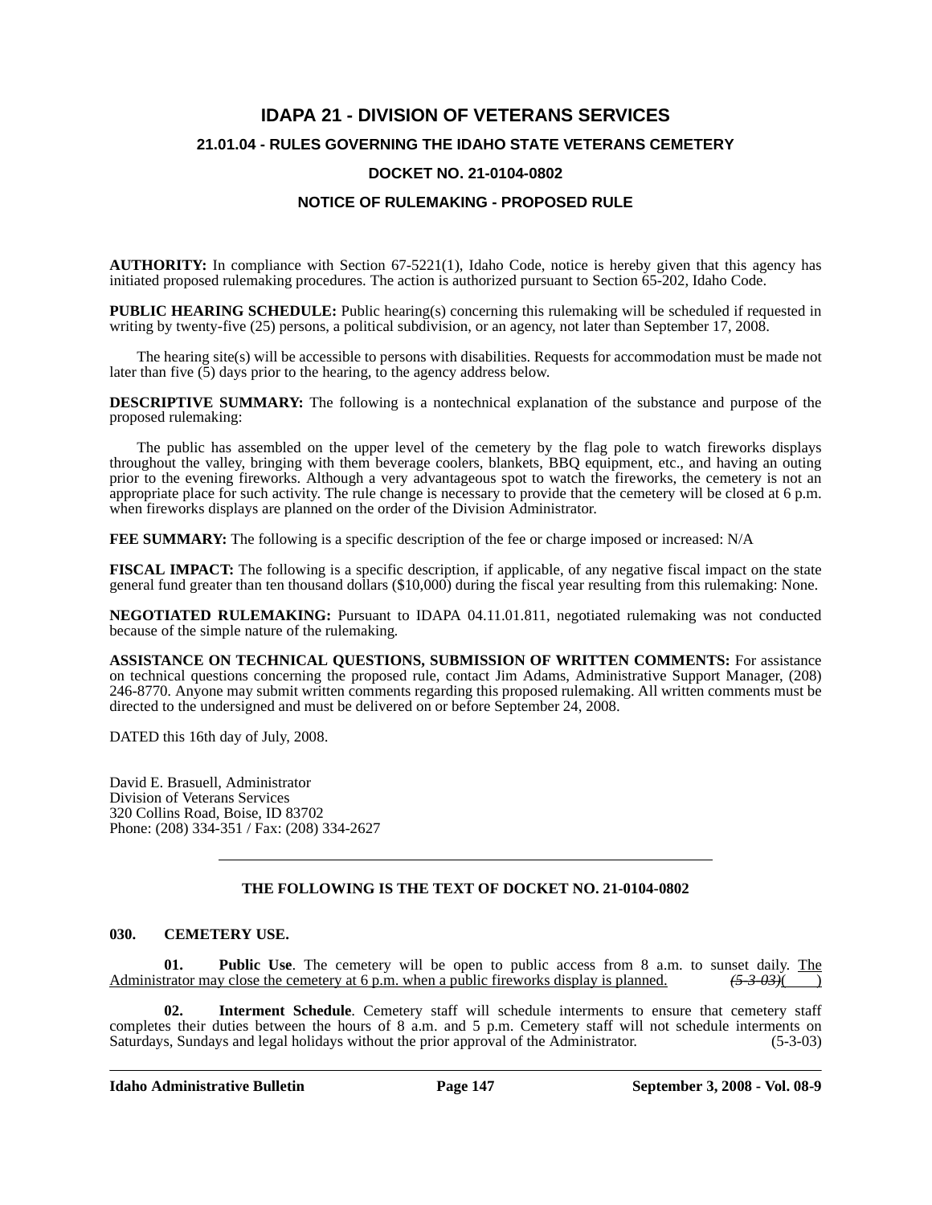# IDAPA 21 - DIVISION OF VETERANS SERVICES

## 21.01.04 - RULES GOVERNING THE IDAHO STATE VETERANS CEMETERY

## DOCKET NO. 21-0104-0802

## NOTICE OF RULEMAKING - PROPOSED RULE

**AUTHORITY:** In compliance with Section 67-5221(1), Idaho Code, notice is hereby given that this agency has initiated proposed rulemaking procedures. The action is authorized pursuant to Section 65-202, Idaho Code.

**PUBLIC HEARING SCHEDULE:** Public hearing(s) concerning this rulemaking will be scheduled if requested in writing by twenty-five (25) persons, a political subdivision, or an agency, not later than September 17, 2008.

The hearing site(s) will be accessible to persons with disabilities. Requests for accommodation must be made not later than five (5) days prior to the hearing, to the agency address below.

**DESCRIPTIVE SUMMARY:** The following is a nontechnical explanation of the substance and purpose of the proposed rulemaking:

The public has assembled on the upper level of the cemetery by the flag pole to watch fireworks displays throughout the valley, bringing with them beverage coolers, blankets, BBQ equipment, etc., and having an outing prior to the evening fireworks. Although a very advantageous spot to watch the fireworks, the cemetery is not an appropriate place for such activity. The rule change is necessary to provide that the cemetery will be closed at 6 p.m. when fireworks displays are planned on the order of the Division Administrator.

**FEE SUMMARY:** The following is a specific description of the fee or charge imposed or increased: N/A

**FISCAL IMPACT:** The following is a specific description, if applicable, of any negative fiscal impact on the state general fund greater than ten thousand dollars ($10,000) during the fiscal year resulting from this rulemaking: None.

**NEGOTIATED RULEMAKING:** Pursuant to IDAPA 04.11.01.811, negotiated rulemaking was not conducted because of the simple nature of the rulemaking.

**ASSISTANCE ON TECHNICAL QUESTIONS, SUBMISSION OF WRITTEN COMMENTS:** For assistance on technical questions concerning the proposed rule, contact Jim Adams, Administrative Support Manager, (208) 246-8770. Anyone may submit written comments regarding this proposed rulemaking. All written comments must be directed to the undersigned and must be delivered on or before September 24, 2008.

DATED this 16th day of July, 2008.

David E. Brasuell, Administrator
Division of Veterans Services
320 Collins Road, Boise, ID 83702
Phone: (208) 334-351 / Fax: (208) 334-2627

---

**THE FOLLOWING IS THE TEXT OF DOCKET NO. 21-0104-0802**

**030. CEMETERY USE.**

**01. Public Use**. The cemetery will be open to public access from 8 a.m. to sunset daily. <u>The Administrator may close the cemetery at 6 p.m. when a public fireworks display is planned.</u> ~~*(5-3-03)*~~(        )

**02. Interment Schedule**. Cemetery staff will schedule interments to ensure that cemetery staff completes their duties between the hours of 8 a.m. and 5 p.m. Cemetery staff will not schedule interments on Saturdays, Sundays and legal holidays without the prior approval of the Administrator. (5-3-03)